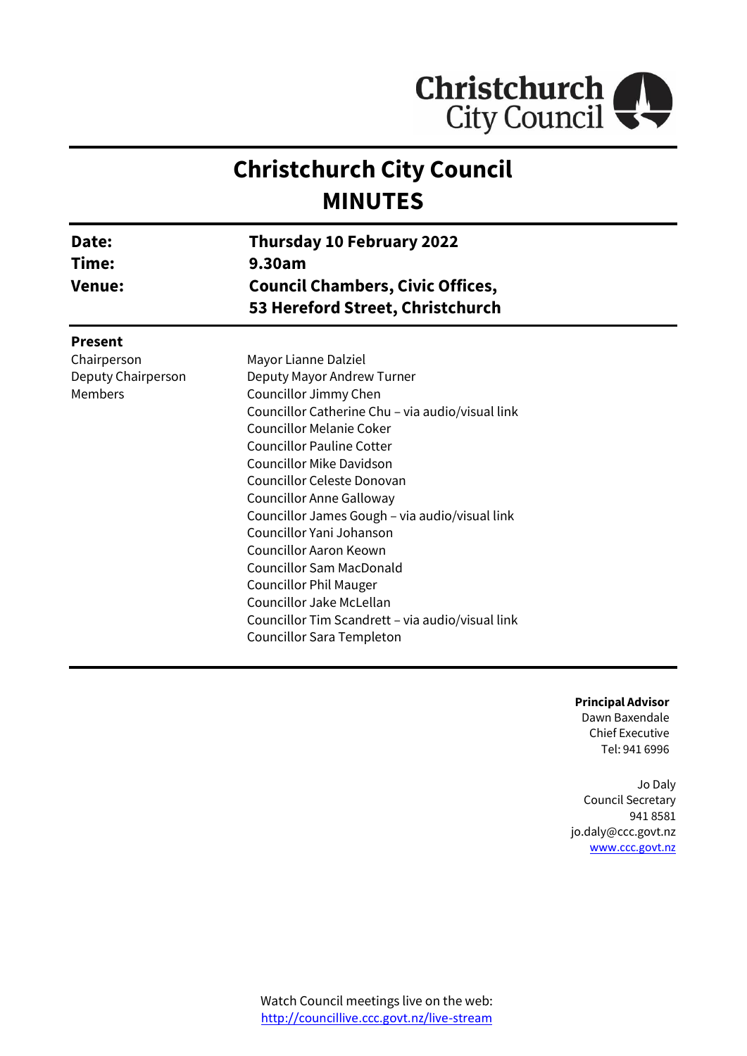Christchurch City Council

# Christchurch City Council
# MINUTES

| | |
|---|---|
| **Date:** | **Thursday 10 February 2022** |
| **Time:** | **9.30am** |
| **Venue:** | **Council Chambers, Civic Offices, 53 Hereford Street, Christchurch** |

**Present**

| | |
|---|---|
| Chairperson | Mayor Lianne Dalziel |
| Deputy Chairperson | Deputy Mayor Andrew Turner |
| Members | Councillor Jimmy Chen |
| | Councillor Catherine Chu – via audio/visual link |
| | Councillor Melanie Coker |
| | Councillor Pauline Cotter |
| | Councillor Mike Davidson |
| | Councillor Celeste Donovan |
| | Councillor Anne Galloway |
| | Councillor James Gough – via audio/visual link |
| | Councillor Yani Johanson |
| | Councillor Aaron Keown |
| | Councillor Sam MacDonald |
| | Councillor Phil Mauger |
| | Councillor Jake McLellan |
| | Councillor Tim Scandrett – via audio/visual link |
| | Councillor Sara Templeton |

**Principal Advisor**
Dawn Baxendale
Chief Executive
Tel: 941 6996

Jo Daly
Council Secretary
941 8581
jo.daly@ccc.govt.nz
www.ccc.govt.nz

Watch Council meetings live on the web:
http://councillive.ccc.govt.nz/live-stream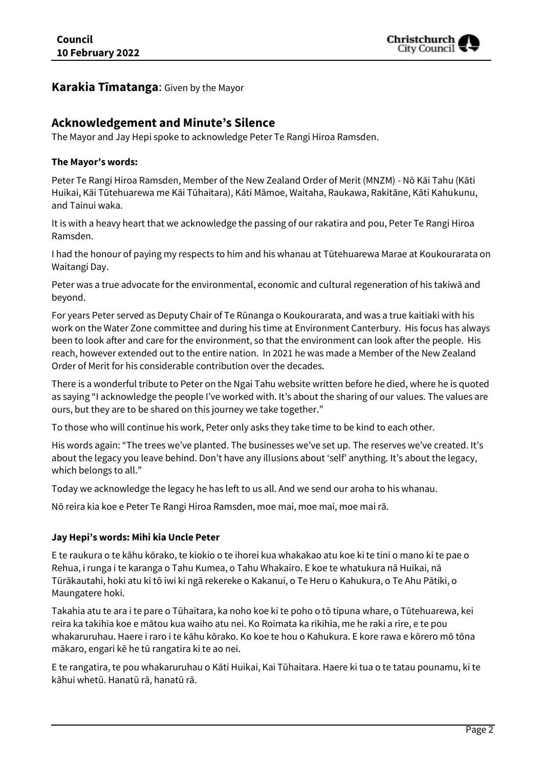## Karakia Tīmatanga: Given by the Mayor

## Acknowledgement and Minute's Silence

The Mayor and Jay Hepi spoke to acknowledge Peter Te Rangi Hiroa Ramsden.

### The Mayor's words:

Peter Te Rangi Hiroa Ramsden, Member of the New Zealand Order of Merit (MNZM) - Nō Kāi Tahu (Kāti Huikai, Kāi Tūtehuarewa me Kāi Tūhaitara), Kāti Māmoe, Waitaha, Raukawa, Rakitāne, Kāti Kahukunu, and Tainui waka.

It is with a heavy heart that we acknowledge the passing of our rakatira and pou, Peter Te Rangi Hiroa Ramsden.

I had the honour of paying my respects to him and his whanau at Tūtehuarewa Marae at Koukourarata on Waitangi Day.

Peter was a true advocate for the environmental, economic and cultural regeneration of his takiwā and beyond.

For years Peter served as Deputy Chair of Te Rūnanga o Koukourarata, and was a true kaitiaki with his work on the Water Zone committee and during his time at Environment Canterbury. His focus has always been to look after and care for the environment, so that the environment can look after the people. His reach, however extended out to the entire nation. In 2021 he was made a Member of the New Zealand Order of Merit for his considerable contribution over the decades.

There is a wonderful tribute to Peter on the Ngai Tahu website written before he died, where he is quoted as saying "I acknowledge the people I've worked with. It's about the sharing of our values. The values are ours, but they are to be shared on this journey we take together."

To those who will continue his work, Peter only asks they take time to be kind to each other.

His words again: "The trees we've planted. The businesses we've set up. The reserves we've created. It's about the legacy you leave behind. Don't have any illusions about 'self' anything. It's about the legacy, which belongs to all."

Today we acknowledge the legacy he has left to us all. And we send our aroha to his whanau.

Nō reira kia koe e Peter Te Rangi Hiroa Ramsden, moe mai, moe mai, moe mai rā.

### Jay Hepi's words: Mihi kia Uncle Peter

E te raukura o te kāhu kōrako, te kiokio o te ihorei kua whakakao atu koe ki te tini o mano ki te pae o Rehua, i runga i te karanga o Tahu Kumea, o Tahu Whakairo. E koe te whatukura nā Huikai, nā Tūrākautahi, hoki atu ki tō iwi ki ngā rekereke o Kakanui, o Te Heru o Kahukura, o Te Ahu Pātiki, o Maungatere hoki.

Takahia atu te ara i te pare o Tūhaitara, ka noho koe ki te poho o tō tipuna whare, o Tūtehuarewa, kei reira ka takihia koe e mātou kua waiho atu nei. Ko Roimata ka rikihia, me he raki a rire, e te pou whakaruruhau. Haere i raro i te kāhu kōrako. Ko koe te hou o Kahukura. E kore rawa e kōrero mō tōna mākaro, engari kē he tū rangatira ki te ao nei.

E te rangatira, te pou whakaruruhau o Kāti Huikai, Kai Tūhaitara. Haere ki tua o te tatau pounamu, ki te kāhui whetū. Hanatū rā, hanatū rā.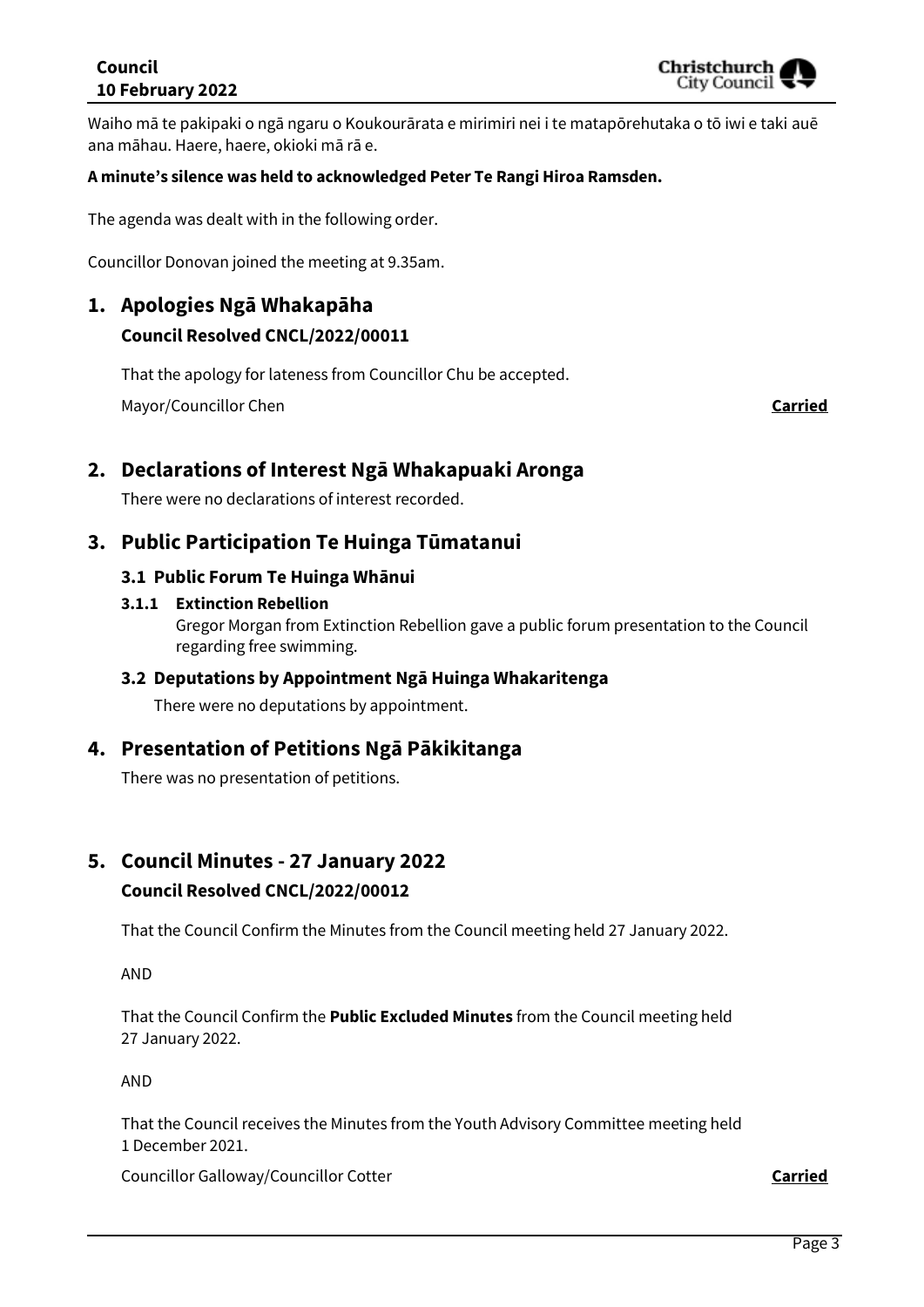Waiho mā te pakipaki o ngā ngaru o Koukourārata e mirimiri nei i te matapōrehutaka o tō iwi e taki auē ana māhau. Haere, haere, okioki mā rā e.

**A minute's silence was held to acknowledged Peter Te Rangi Hiroa Ramsden.**

The agenda was dealt with in the following order.

Councillor Donovan joined the meeting at 9.35am.

## 1. Apologies Ngā Whakapāha

### Council Resolved CNCL/2022/00011

That the apology for lateness from Councillor Chu be accepted.

Mayor/Councillor Chen **Carried**

## 2. Declarations of Interest Ngā Whakapuaki Aronga

There were no declarations of interest recorded.

## 3. Public Participation Te Huinga Tūmatanui

### 3.1 Public Forum Te Huinga Whānui

#### 3.1.1 Extinction Rebellion

Gregor Morgan from Extinction Rebellion gave a public forum presentation to the Council regarding free swimming.

### 3.2 Deputations by Appointment Ngā Huinga Whakaritenga

There were no deputations by appointment.

## 4. Presentation of Petitions Ngā Pākikitanga

There was no presentation of petitions.

## 5. Council Minutes - 27 January 2022

### Council Resolved CNCL/2022/00012

That the Council Confirm the Minutes from the Council meeting held 27 January 2022.

AND

That the Council Confirm the **Public Excluded Minutes** from the Council meeting held 27 January 2022.

AND

That the Council receives the Minutes from the Youth Advisory Committee meeting held 1 December 2021.

Councillor Galloway/Councillor Cotter **Carried**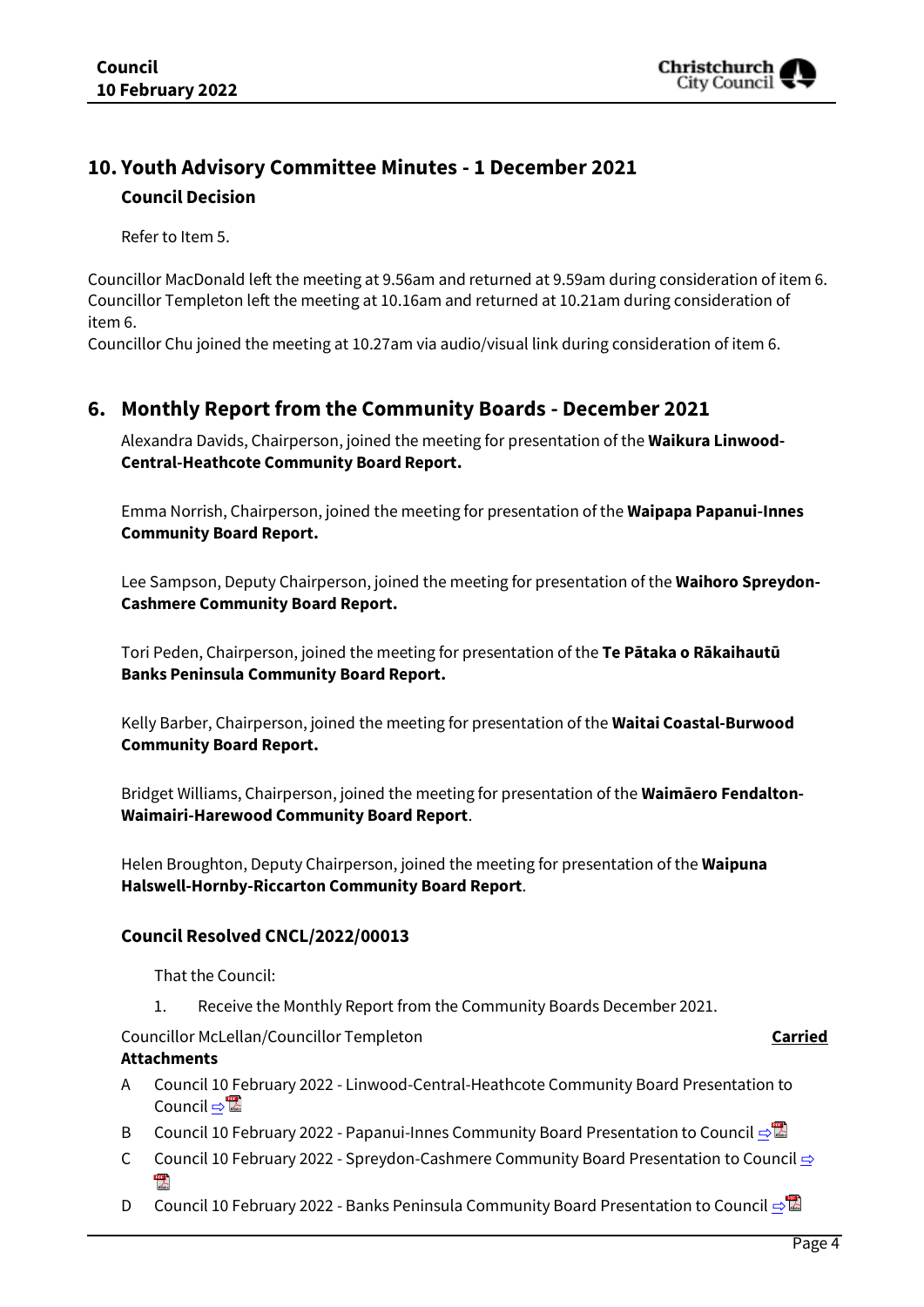## 10. Youth Advisory Committee Minutes - 1 December 2021

### Council Decision

Refer to Item 5.

Councillor MacDonald left the meeting at 9.56am and returned at 9.59am during consideration of item 6.
Councillor Templeton left the meeting at 10.16am and returned at 10.21am during consideration of item 6.
Councillor Chu joined the meeting at 10.27am via audio/visual link during consideration of item 6.

## 6. Monthly Report from the Community Boards - December 2021

Alexandra Davids, Chairperson, joined the meeting for presentation of the **Waikura Linwood-Central-Heathcote Community Board Report.**

Emma Norrish, Chairperson, joined the meeting for presentation of the **Waipapa Papanui-Innes Community Board Report.**

Lee Sampson, Deputy Chairperson, joined the meeting for presentation of the **Waihoro Spreydon-Cashmere Community Board Report.**

Tori Peden, Chairperson, joined the meeting for presentation of the **Te Pātaka o Rākaihautū Banks Peninsula Community Board Report.**

Kelly Barber, Chairperson, joined the meeting for presentation of the **Waitai Coastal-Burwood Community Board Report.**

Bridget Williams, Chairperson, joined the meeting for presentation of the **Waimāero Fendalton-Waimairi-Harewood Community Board Report**.

Helen Broughton, Deputy Chairperson, joined the meeting for presentation of the **Waipuna Halswell-Hornby-Riccarton Community Board Report**.

### Council Resolved CNCL/2022/00013

That the Council:

1. Receive the Monthly Report from the Community Boards December 2021.

Councillor McLellan/Councillor Templeton **Carried**

**Attachments**

A Council 10 February 2022 - Linwood-Central-Heathcote Community Board Presentation to Council ⇨

B Council 10 February 2022 - Papanui-Innes Community Board Presentation to Council ⇨

C Council 10 February 2022 - Spreydon-Cashmere Community Board Presentation to Council ⇨

D Council 10 February 2022 - Banks Peninsula Community Board Presentation to Council ⇨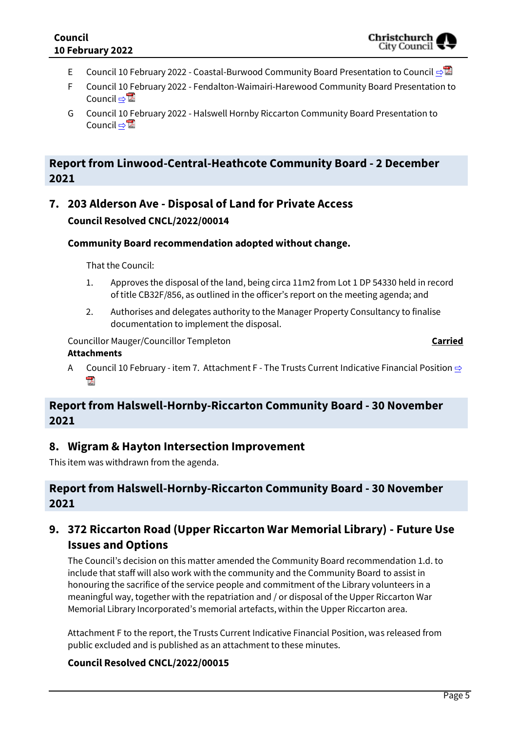E Council 10 February 2022 - Coastal-Burwood Community Board Presentation to Council ⇨

F Council 10 February 2022 - Fendalton-Waimairi-Harewood Community Board Presentation to Council ⇨

G Council 10 February 2022 - Halswell Hornby Riccarton Community Board Presentation to Council ⇨

## Report from Linwood-Central-Heathcote Community Board - 2 December 2021

## 7. 203 Alderson Ave - Disposal of Land for Private Access

**Council Resolved CNCL/2022/00014**

**Community Board recommendation adopted without change.**

That the Council:

1. Approves the disposal of the land, being circa 11m2 from Lot 1 DP 54330 held in record of title CB32F/856, as outlined in the officer's report on the meeting agenda; and
2. Authorises and delegates authority to the Manager Property Consultancy to finalise documentation to implement the disposal.

Councillor Mauger/Councillor Templeton **Carried**

**Attachments**

A Council 10 February - item 7. Attachment F - The Trusts Current Indicative Financial Position ⇨

## Report from Halswell-Hornby-Riccarton Community Board - 30 November 2021

## 8. Wigram & Hayton Intersection Improvement

This item was withdrawn from the agenda.

## Report from Halswell-Hornby-Riccarton Community Board - 30 November 2021

## 9. 372 Riccarton Road (Upper Riccarton War Memorial Library) - Future Use Issues and Options

The Council's decision on this matter amended the Community Board recommendation 1.d. to include that staff will also work with the community and the Community Board to assist in honouring the sacrifice of the service people and commitment of the Library volunteers in a meaningful way, together with the repatriation and / or disposal of the Upper Riccarton War Memorial Library Incorporated's memorial artefacts, within the Upper Riccarton area.

Attachment F to the report, the Trusts Current Indicative Financial Position, was released from public excluded and is published as an attachment to these minutes.

**Council Resolved CNCL/2022/00015**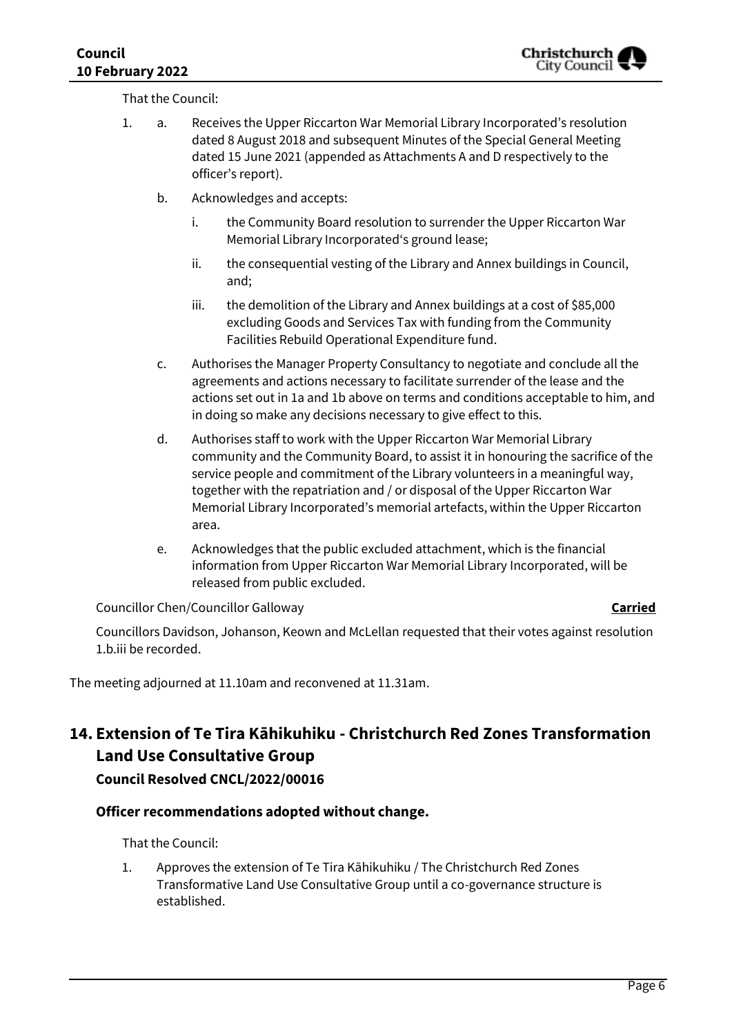That the Council:

1. a. Receives the Upper Riccarton War Memorial Library Incorporated's resolution dated 8 August 2018 and subsequent Minutes of the Special General Meeting dated 15 June 2021 (appended as Attachments A and D respectively to the officer's report).

   b. Acknowledges and accepts:

      i. the Community Board resolution to surrender the Upper Riccarton War Memorial Library Incorporated's ground lease;

      ii. the consequential vesting of the Library and Annex buildings in Council, and;

      iii. the demolition of the Library and Annex buildings at a cost of $85,000 excluding Goods and Services Tax with funding from the Community Facilities Rebuild Operational Expenditure fund.

   c. Authorises the Manager Property Consultancy to negotiate and conclude all the agreements and actions necessary to facilitate surrender of the lease and the actions set out in 1a and 1b above on terms and conditions acceptable to him, and in doing so make any decisions necessary to give effect to this.

   d. Authorises staff to work with the Upper Riccarton War Memorial Library community and the Community Board, to assist it in honouring the sacrifice of the service people and commitment of the Library volunteers in a meaningful way, together with the repatriation and / or disposal of the Upper Riccarton War Memorial Library Incorporated's memorial artefacts, within the Upper Riccarton area.

   e. Acknowledges that the public excluded attachment, which is the financial information from Upper Riccarton War Memorial Library Incorporated, will be released from public excluded.

Councillor Chen/Councillor Galloway **Carried**

Councillors Davidson, Johanson, Keown and McLellan requested that their votes against resolution 1.b.iii be recorded.

The meeting adjourned at 11.10am and reconvened at 11.31am.

## 14. Extension of Te Tira Kāhikuhiku - Christchurch Red Zones Transformation Land Use Consultative Group

### Council Resolved CNCL/2022/00016

#### Officer recommendations adopted without change.

That the Council:

1. Approves the extension of Te Tira Kāhikuhiku / The Christchurch Red Zones Transformative Land Use Consultative Group until a co-governance structure is established.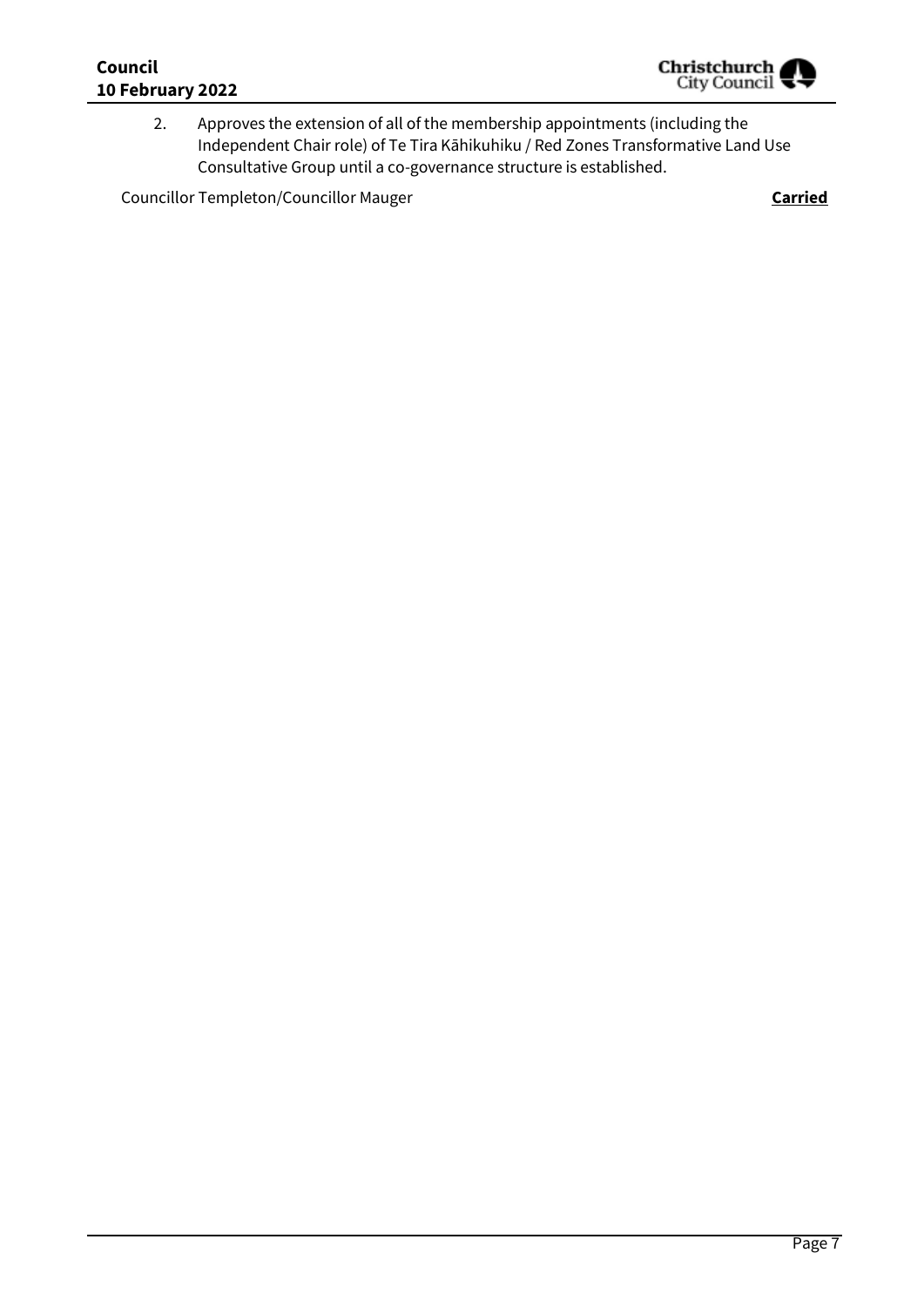2. Approves the extension of all of the membership appointments (including the Independent Chair role) of Te Tira Kāhikuhiku / Red Zones Transformative Land Use Consultative Group until a co-governance structure is established.

Councillor Templeton/Councillor Mauger **Carried**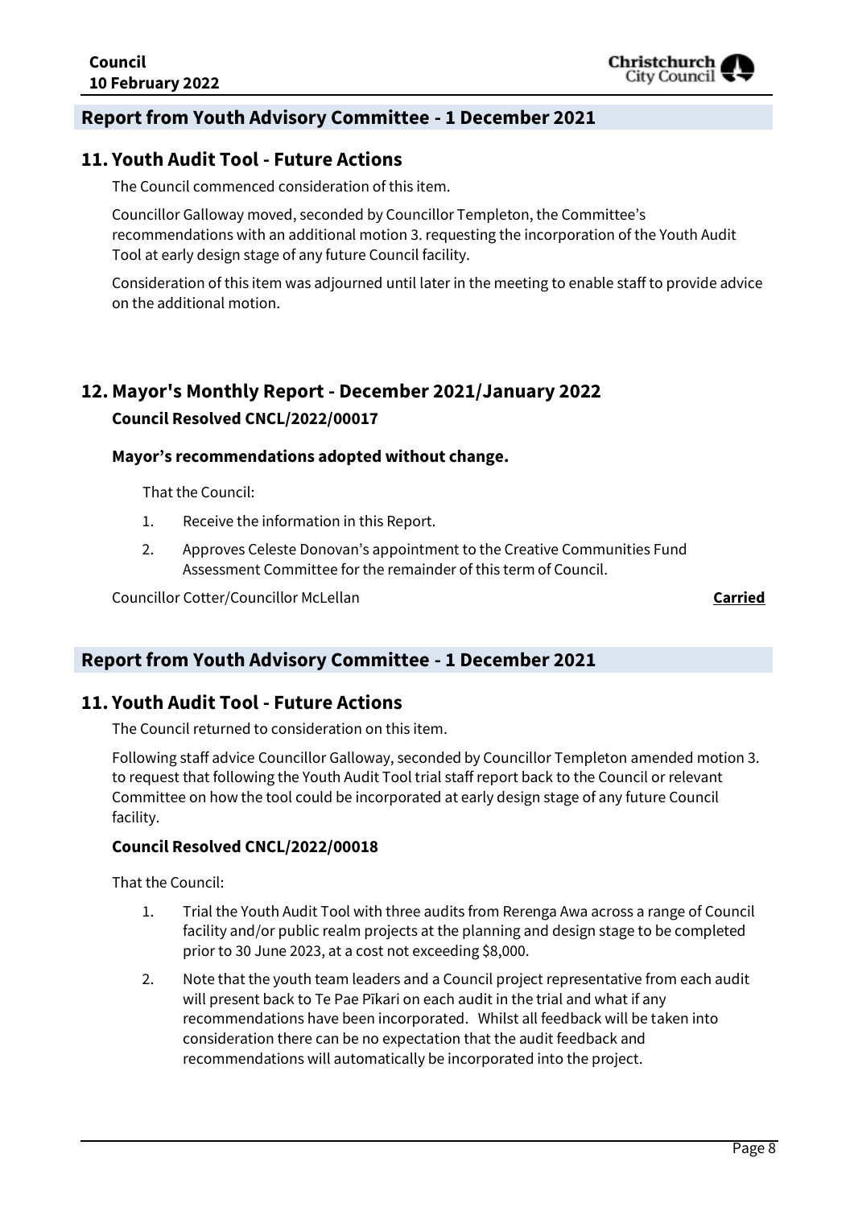## Report from Youth Advisory Committee - 1 December 2021

## 11. Youth Audit Tool - Future Actions

The Council commenced consideration of this item.

Councillor Galloway moved, seconded by Councillor Templeton, the Committee's recommendations with an additional motion 3. requesting the incorporation of the Youth Audit Tool at early design stage of any future Council facility.

Consideration of this item was adjourned until later in the meeting to enable staff to provide advice on the additional motion.

## 12. Mayor's Monthly Report - December 2021/January 2022

### Council Resolved CNCL/2022/00017

**Mayor's recommendations adopted without change.**

That the Council:

1. Receive the information in this Report.
2. Approves Celeste Donovan's appointment to the Creative Communities Fund Assessment Committee for the remainder of this term of Council.

Councillor Cotter/Councillor McLellan **Carried**

## Report from Youth Advisory Committee - 1 December 2021

## 11. Youth Audit Tool - Future Actions

The Council returned to consideration on this item.

Following staff advice Councillor Galloway, seconded by Councillor Templeton amended motion 3. to request that following the Youth Audit Tool trial staff report back to the Council or relevant Committee on how the tool could be incorporated at early design stage of any future Council facility.

### Council Resolved CNCL/2022/00018

That the Council:

1. Trial the Youth Audit Tool with three audits from Rerenga Awa across a range of Council facility and/or public realm projects at the planning and design stage to be completed prior to 30 June 2023, at a cost not exceeding $8,000.
2. Note that the youth team leaders and a Council project representative from each audit will present back to Te Pae Pīkari on each audit in the trial and what if any recommendations have been incorporated. Whilst all feedback will be taken into consideration there can be no expectation that the audit feedback and recommendations will automatically be incorporated into the project.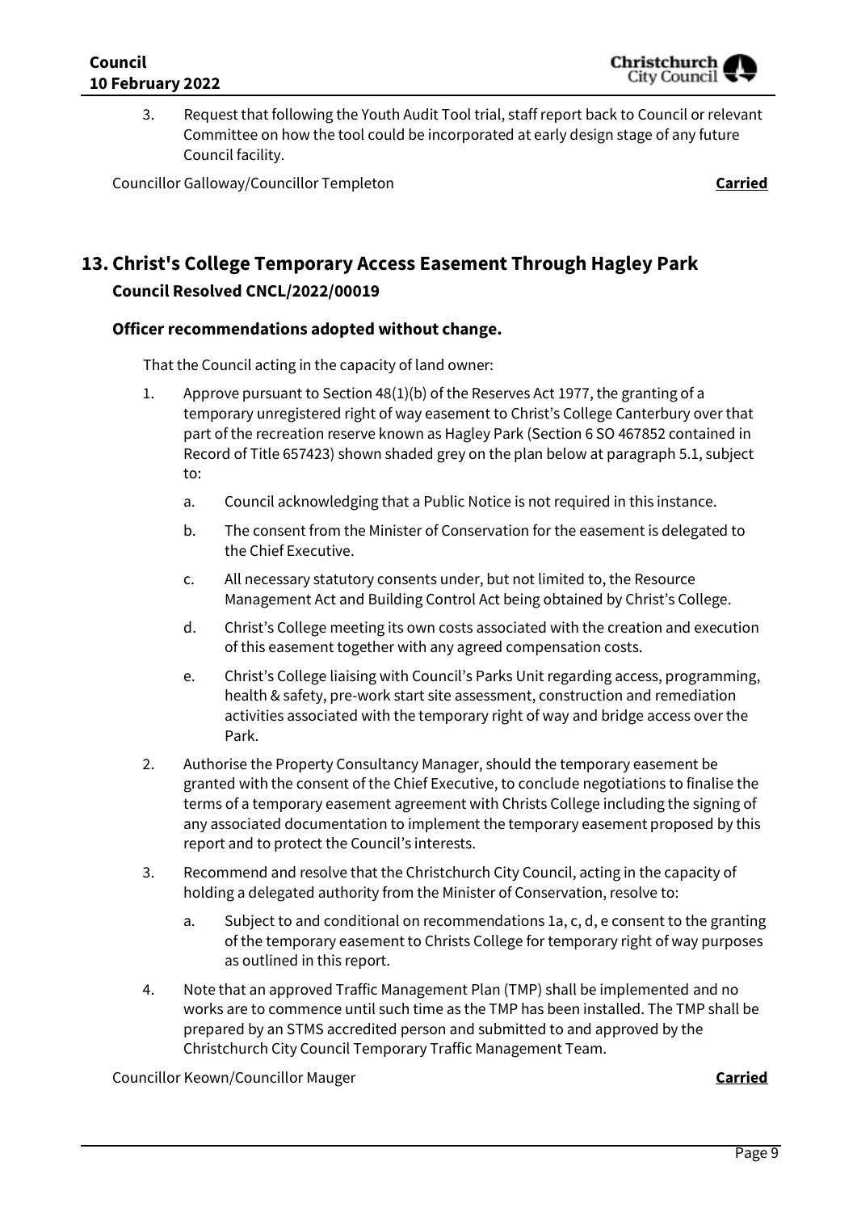3. Request that following the Youth Audit Tool trial, staff report back to Council or relevant Committee on how the tool could be incorporated at early design stage of any future Council facility.

Councillor Galloway/Councillor Templeton **Carried**

## 13. Christ's College Temporary Access Easement Through Hagley Park

### Council Resolved CNCL/2022/00019

#### Officer recommendations adopted without change.

That the Council acting in the capacity of land owner:

1. Approve pursuant to Section 48(1)(b) of the Reserves Act 1977, the granting of a temporary unregistered right of way easement to Christ's College Canterbury over that part of the recreation reserve known as Hagley Park (Section 6 SO 467852 contained in Record of Title 657423) shown shaded grey on the plan below at paragraph 5.1, subject to:
   a. Council acknowledging that a Public Notice is not required in this instance.
   b. The consent from the Minister of Conservation for the easement is delegated to the Chief Executive.
   c. All necessary statutory consents under, but not limited to, the Resource Management Act and Building Control Act being obtained by Christ's College.
   d. Christ's College meeting its own costs associated with the creation and execution of this easement together with any agreed compensation costs.
   e. Christ's College liaising with Council's Parks Unit regarding access, programming, health & safety, pre-work start site assessment, construction and remediation activities associated with the temporary right of way and bridge access over the Park.
2. Authorise the Property Consultancy Manager, should the temporary easement be granted with the consent of the Chief Executive, to conclude negotiations to finalise the terms of a temporary easement agreement with Christs College including the signing of any associated documentation to implement the temporary easement proposed by this report and to protect the Council's interests.
3. Recommend and resolve that the Christchurch City Council, acting in the capacity of holding a delegated authority from the Minister of Conservation, resolve to:
   a. Subject to and conditional on recommendations 1a, c, d, e consent to the granting of the temporary easement to Christs College for temporary right of way purposes as outlined in this report.
4. Note that an approved Traffic Management Plan (TMP) shall be implemented and no works are to commence until such time as the TMP has been installed. The TMP shall be prepared by an STMS accredited person and submitted to and approved by the Christchurch City Council Temporary Traffic Management Team.

Councillor Keown/Councillor Mauger **Carried**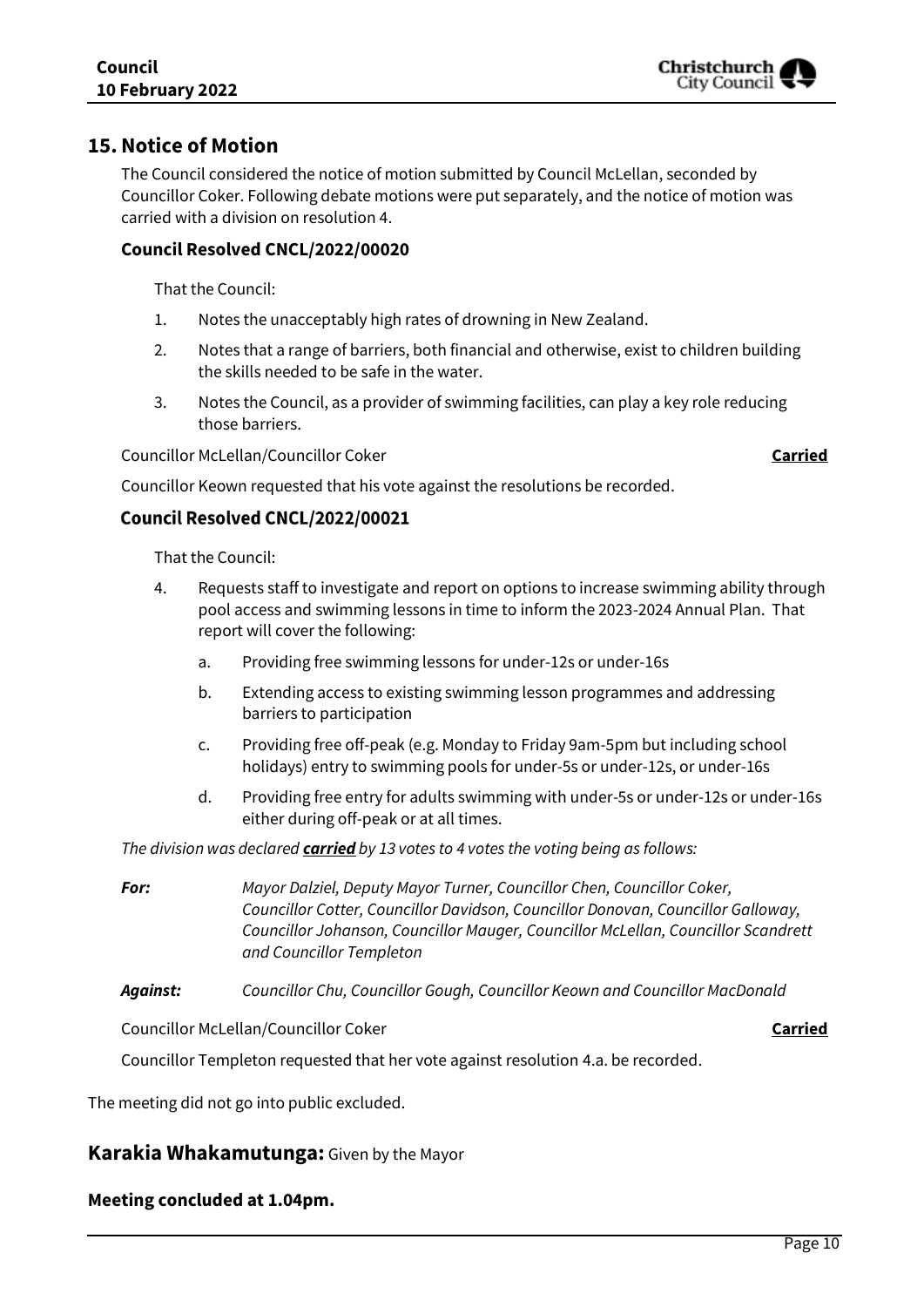## 15. Notice of Motion

The Council considered the notice of motion submitted by Council McLellan, seconded by Councillor Coker. Following debate motions were put separately, and the notice of motion was carried with a division on resolution 4.

### Council Resolved CNCL/2022/00020

That the Council:

1. Notes the unacceptably high rates of drowning in New Zealand.
2. Notes that a range of barriers, both financial and otherwise, exist to children building the skills needed to be safe in the water.
3. Notes the Council, as a provider of swimming facilities, can play a key role reducing those barriers.

Councillor McLellan/Councillor Coker **Carried**

Councillor Keown requested that his vote against the resolutions be recorded.

### Council Resolved CNCL/2022/00021

That the Council:

4. Requests staff to investigate and report on options to increase swimming ability through pool access and swimming lessons in time to inform the 2023-2024 Annual Plan. That report will cover the following:
    a. Providing free swimming lessons for under-12s or under-16s
    b. Extending access to existing swimming lesson programmes and addressing barriers to participation
    c. Providing free off-peak (e.g. Monday to Friday 9am-5pm but including school holidays) entry to swimming pools for under-5s or under-12s, or under-16s
    d. Providing free entry for adults swimming with under-5s or under-12s or under-16s either during off-peak or at all times.

*The division was declared **carried** by 13 votes to 4 votes the voting being as follows:*

***For:*** *Mayor Dalziel, Deputy Mayor Turner, Councillor Chen, Councillor Coker, Councillor Cotter, Councillor Davidson, Councillor Donovan, Councillor Galloway, Councillor Johanson, Councillor Mauger, Councillor McLellan, Councillor Scandrett and Councillor Templeton*

***Against:*** *Councillor Chu, Councillor Gough, Councillor Keown and Councillor MacDonald*

Councillor McLellan/Councillor Coker **Carried**

Councillor Templeton requested that her vote against resolution 4.a. be recorded.

The meeting did not go into public excluded.

## Karakia Whakamutunga: Given by the Mayor

**Meeting concluded at 1.04pm.**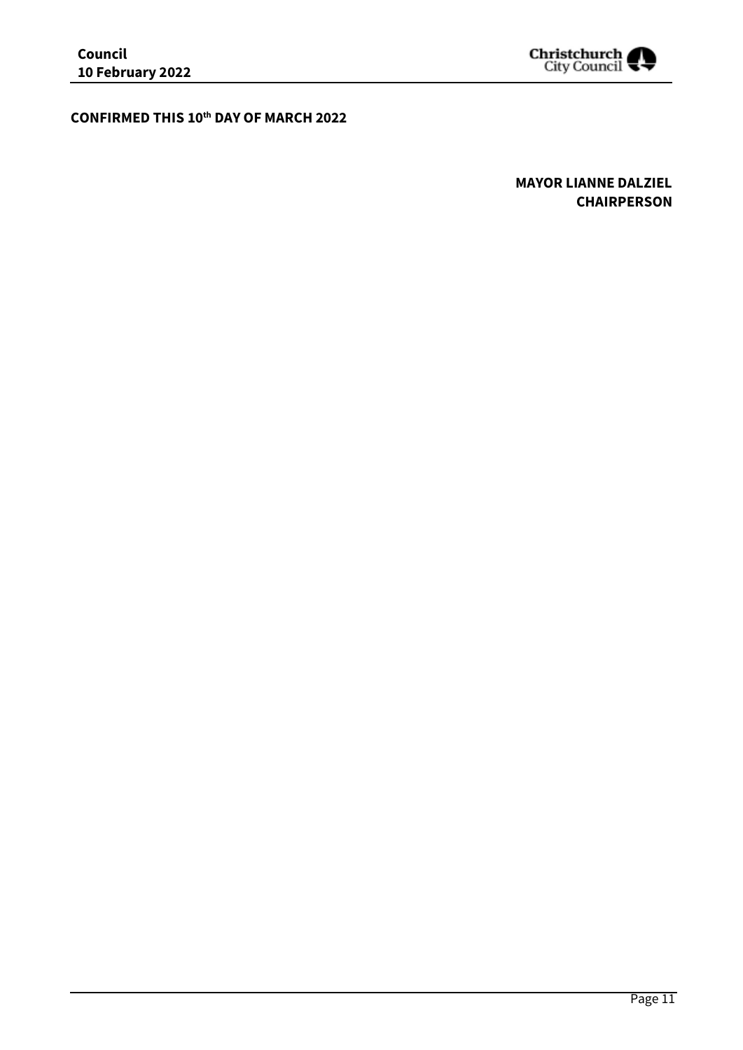**CONFIRMED THIS 10th DAY OF MARCH 2022**

**MAYOR LIANNE DALZIEL**
**CHAIRPERSON**